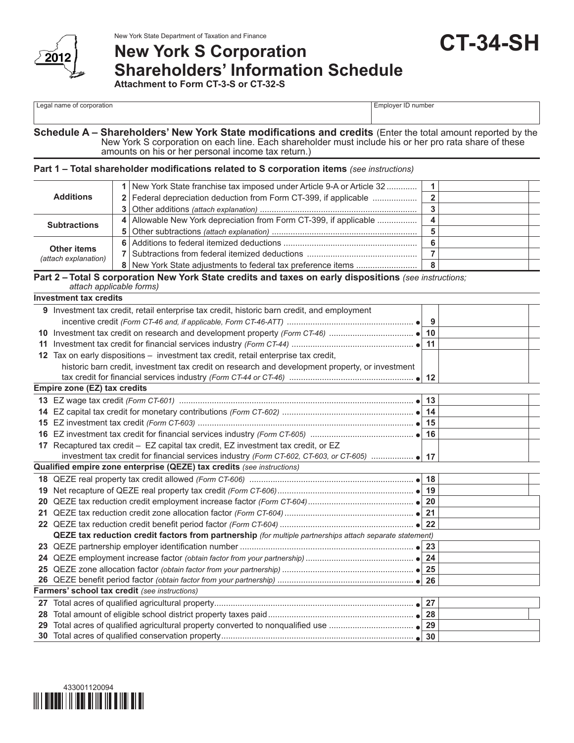New York State Department of Taxation and Finance

2012

# New York S Corporation Shareholders' Information Schedule

**CT-34-SH**

**Attachment to Form CT-3-S or CT-32-S**

| Legal name of corporation | Employer ID number |
|---|---|
| | |

## Schedule A – Shareholders' New York State modifications and credits

(Enter the total amount reported by the New York S corporation on each line. Each shareholder must include his or her pro rata share of these amounts on his or her personal income tax return.)

### Part 1 – Total shareholder modifications related to S corporation items *(see instructions)*

| | | | | |
|---|---|---|---|---|
| **Additions** | 1 | New York State franchise tax imposed under Article 9-A or Article 32 | 1 | |
| | 2 | Federal depreciation deduction from Form CT-399, if applicable | 2 | |
| | 3 | Other additions *(attach explanation)* | 3 | |
| **Subtractions** | 4 | Allowable New York depreciation from Form CT-399, if applicable | 4 | |
| | 5 | Other subtractions *(attach explanation)* | 5 | |
| **Other items** *(attach explanation)* | 6 | Additions to federal itemized deductions | 6 | |
| | 7 | Subtractions from federal itemized deductions | 7 | |
| | 8 | New York State adjustments to federal tax preference items | 8 | |

### Part 2 – Total S corporation New York State credits and taxes on early dispositions *(see instructions; attach applicable forms)*

**Investment tax credits**

| | | | |
|---|---|---|---|
| 9 | Investment tax credit, retail enterprise tax credit, historic barn credit, and employment incentive credit *(Form CT-46 and, if applicable, Form CT-46-ATT)* | 9 | |
| 10 | Investment tax credit on research and development property *(Form CT-46)* | 10 | |
| 11 | Investment tax credit for financial services industry *(Form CT-44)* | 11 | |
| 12 | Tax on early dispositions – investment tax credit, retail enterprise tax credit, historic barn credit, investment tax credit on research and development property, or investment tax credit for financial services industry *(Form CT-44 or CT-46)* | 12 | |

**Empire zone (EZ) tax credits**

| | | | |
|---|---|---|---|
| 13 | EZ wage tax credit *(Form CT-601)* | 13 | |
| 14 | EZ capital tax credit for monetary contributions *(Form CT-602)* | 14 | |
| 15 | EZ investment tax credit *(Form CT-603)* | 15 | |
| 16 | EZ investment tax credit for financial services industry *(Form CT-605)* | 16 | |
| 17 | Recaptured tax credit – EZ capital tax credit, EZ investment tax credit, or EZ investment tax credit for financial services industry *(Form CT-602, CT-603, or CT-605)* | 17 | |

**Qualified empire zone enterprise (QEZE) tax credits** *(see instructions)*

| | | | |
|---|---|---|---|
| 18 | QEZE real property tax credit allowed *(Form CT-606)* | 18 | |
| 19 | Net recapture of QEZE real property tax credit *(Form CT-606)* | 19 | |
| 20 | QEZE tax reduction credit employment increase factor *(Form CT-604)* | 20 | |
| 21 | QEZE tax reduction credit zone allocation factor *(Form CT-604)* | 21 | |
| 22 | QEZE tax reduction credit benefit period factor *(Form CT-604)* | 22 | |
| | **QEZE tax reduction credit factors from partnership** *(for multiple partnerships attach separate statement)* | | |
| 23 | QEZE partnership employer identification number | 23 | |
| 24 | QEZE employment increase factor *(obtain factor from your partnership)* | 24 | |
| 25 | QEZE zone allocation factor *(obtain factor from your partnership)* | 25 | |
| 26 | QEZE benefit period factor *(obtain factor from your partnership)* | 26 | |

**Farmers' school tax credit** *(see instructions)*

| | | | |
|---|---|---|---|
| 27 | Total acres of qualified agricultural property | 27 | |
| 28 | Total amount of eligible school district property taxes paid | 28 | |
| 29 | Total acres of qualified agricultural property converted to nonqualified use | 29 | |
| 30 | Total acres of qualified conservation property | 30 | |

433001120094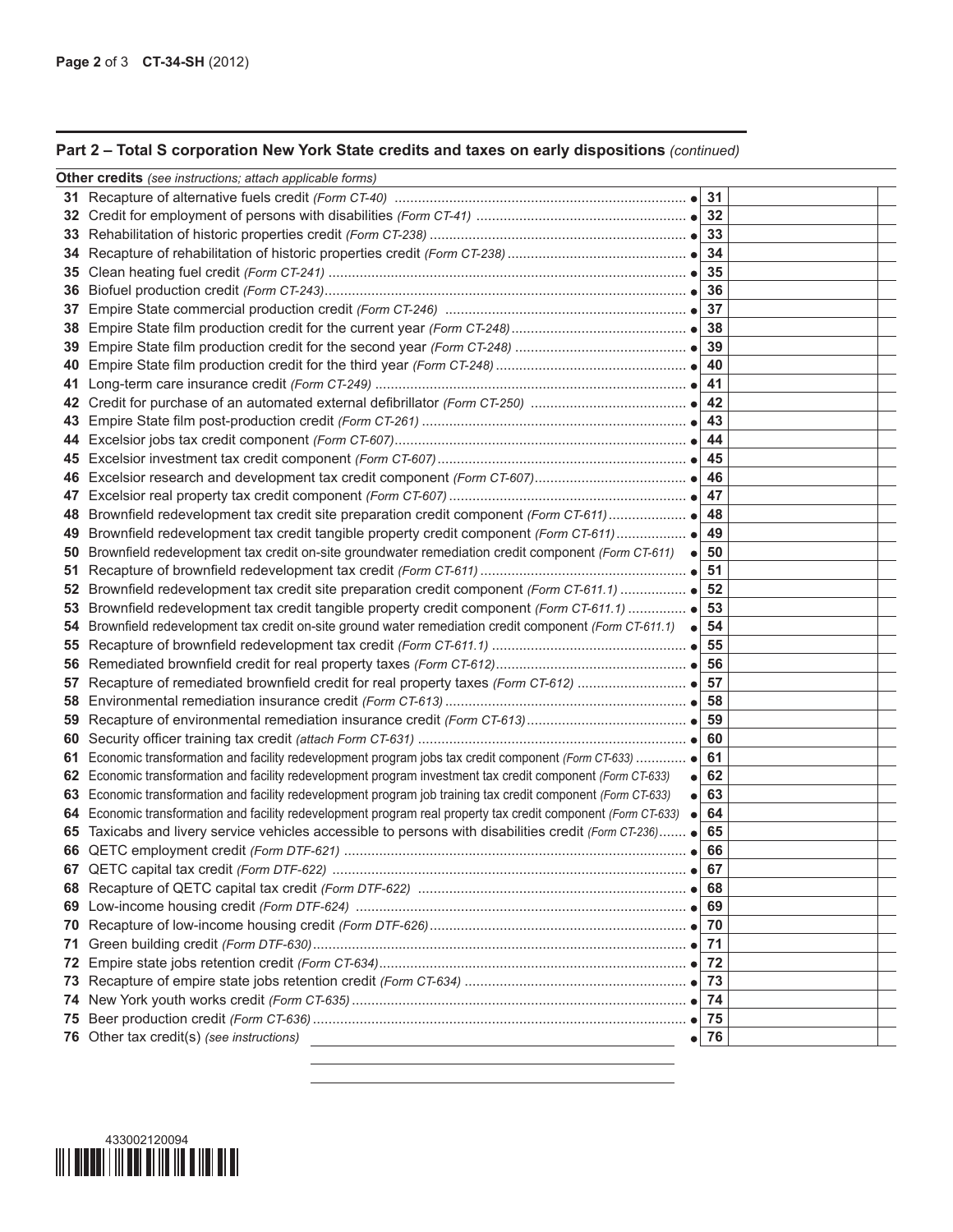## Part 2 – Total S corporation New York State credits and taxes on early dispositions *(continued)*

**Other credits** *(see instructions; attach applicable forms)*

| Line | Description | Line no. | Amount |
|---|---|---|---|
| 31 | Recapture of alternative fuels credit *(Form CT-40)* | 31 | |
| 32 | Credit for employment of persons with disabilities *(Form CT-41)* | 32 | |
| 33 | Rehabilitation of historic properties credit *(Form CT-238)* | 33 | |
| 34 | Recapture of rehabilitation of historic properties credit *(Form CT-238)* | 34 | |
| 35 | Clean heating fuel credit *(Form CT-241)* | 35 | |
| 36 | Biofuel production credit *(Form CT-243)* | 36 | |
| 37 | Empire State commercial production credit *(Form CT-246)* | 37 | |
| 38 | Empire State film production credit for the current year *(Form CT-248)* | 38 | |
| 39 | Empire State film production credit for the second year *(Form CT-248)* | 39 | |
| 40 | Empire State film production credit for the third year *(Form CT-248)* | 40 | |
| 41 | Long-term care insurance credit *(Form CT-249)* | 41 | |
| 42 | Credit for purchase of an automated external defibrillator *(Form CT-250)* | 42 | |
| 43 | Empire State film post-production credit *(Form CT-261)* | 43 | |
| 44 | Excelsior jobs tax credit component *(Form CT-607)* | 44 | |
| 45 | Excelsior investment tax credit component *(Form CT-607)* | 45 | |
| 46 | Excelsior research and development tax credit component *(Form CT-607)* | 46 | |
| 47 | Excelsior real property tax credit component *(Form CT-607)* | 47 | |
| 48 | Brownfield redevelopment tax credit site preparation credit component *(Form CT-611)* | 48 | |
| 49 | Brownfield redevelopment tax credit tangible property credit component *(Form CT-611)* | 49 | |
| 50 | Brownfield redevelopment tax credit on-site groundwater remediation credit component *(Form CT-611)* | 50 | |
| 51 | Recapture of brownfield redevelopment tax credit *(Form CT-611)* | 51 | |
| 52 | Brownfield redevelopment tax credit site preparation credit component *(Form CT-611.1)* | 52 | |
| 53 | Brownfield redevelopment tax credit tangible property credit component *(Form CT-611.1)* | 53 | |
| 54 | Brownfield redevelopment tax credit on-site ground water remediation credit component *(Form CT-611.1)* | 54 | |
| 55 | Recapture of brownfield redevelopment tax credit *(Form CT-611.1)* | 55 | |
| 56 | Remediated brownfield credit for real property taxes *(Form CT-612)* | 56 | |
| 57 | Recapture of remediated brownfield credit for real property taxes *(Form CT-612)* | 57 | |
| 58 | Environmental remediation insurance credit *(Form CT-613)* | 58 | |
| 59 | Recapture of environmental remediation insurance credit *(Form CT-613)* | 59 | |
| 60 | Security officer training tax credit *(attach Form CT-631)* | 60 | |
| 61 | Economic transformation and facility redevelopment program jobs tax credit component *(Form CT-633)* | 61 | |
| 62 | Economic transformation and facility redevelopment program investment tax credit component *(Form CT-633)* | 62 | |
| 63 | Economic transformation and facility redevelopment program job training tax credit component *(Form CT-633)* | 63 | |
| 64 | Economic transformation and facility redevelopment program real property tax credit component *(Form CT-633)* | 64 | |
| 65 | Taxicabs and livery service vehicles accessible to persons with disabilities credit *(Form CT-236)* | 65 | |
| 66 | QETC employment credit *(Form DTF-621)* | 66 | |
| 67 | QETC capital tax credit *(Form DTF-622)* | 67 | |
| 68 | Recapture of QETC capital tax credit *(Form DTF-622)* | 68 | |
| 69 | Low-income housing credit *(Form DTF-624)* | 69 | |
| 70 | Recapture of low-income housing credit *(Form DTF-626)* | 70 | |
| 71 | Green building credit *(Form DTF-630)* | 71 | |
| 72 | Empire state jobs retention credit *(Form CT-634)* | 72 | |
| 73 | Recapture of empire state jobs retention credit *(Form CT-634)* | 73 | |
| 74 | New York youth works credit *(Form CT-635)* | 74 | |
| 75 | Beer production credit *(Form CT-636)* | 75 | |
| 76 | Other tax credit(s) *(see instructions)* | 76 | |

433002120094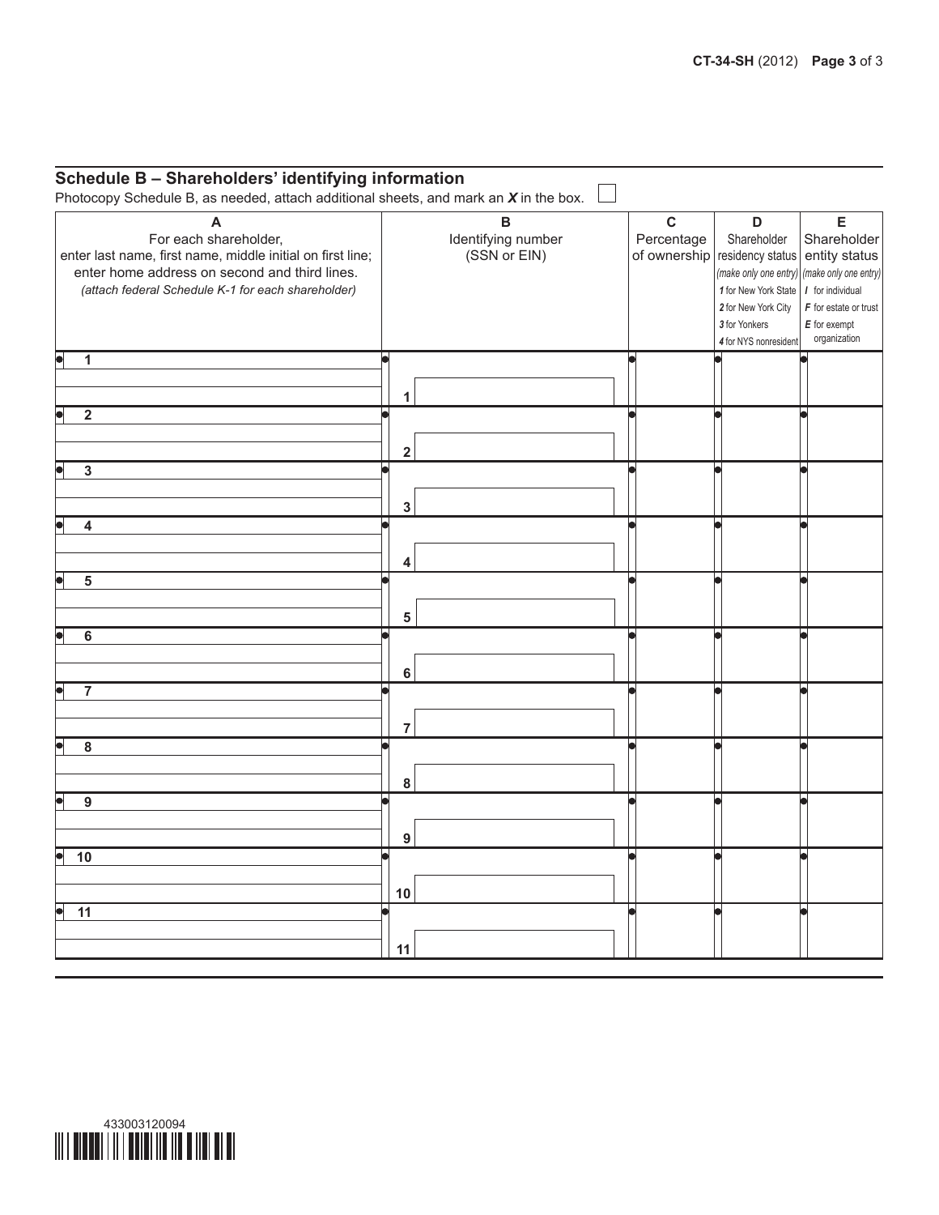## Schedule B – Shareholders' identifying information

Photocopy Schedule B, as needed, attach additional sheets, and mark an *X* in the box. ☐

| A<br>For each shareholder,<br>enter last name, first name, middle initial on first line;<br>enter home address on second and third lines.<br>*(attach federal Schedule K-1 for each shareholder)* | B<br>Identifying number<br>(SSN or EIN) | C<br>Percentage<br>of ownership | D<br>Shareholder<br>residency status<br>*(make only one entry)*<br>*1* for New York State<br>*2* for New York City<br>*3* for Yonkers<br>*4* for NYS nonresident | E<br>Shareholder<br>entity status<br>*(make only one entry)*<br>*I* for individual<br>*F* for estate or trust<br>*E* for exempt organization |
|---|---|---|---|---|
| 1 | 1 | | | |
| 2 | 2 | | | |
| 3 | 3 | | | |
| 4 | 4 | | | |
| 5 | 5 | | | |
| 6 | 6 | | | |
| 7 | 7 | | | |
| 8 | 8 | | | |
| 9 | 9 | | | |
| 10 | 10 | | | |
| 11 | 11 | | | |

433003120094